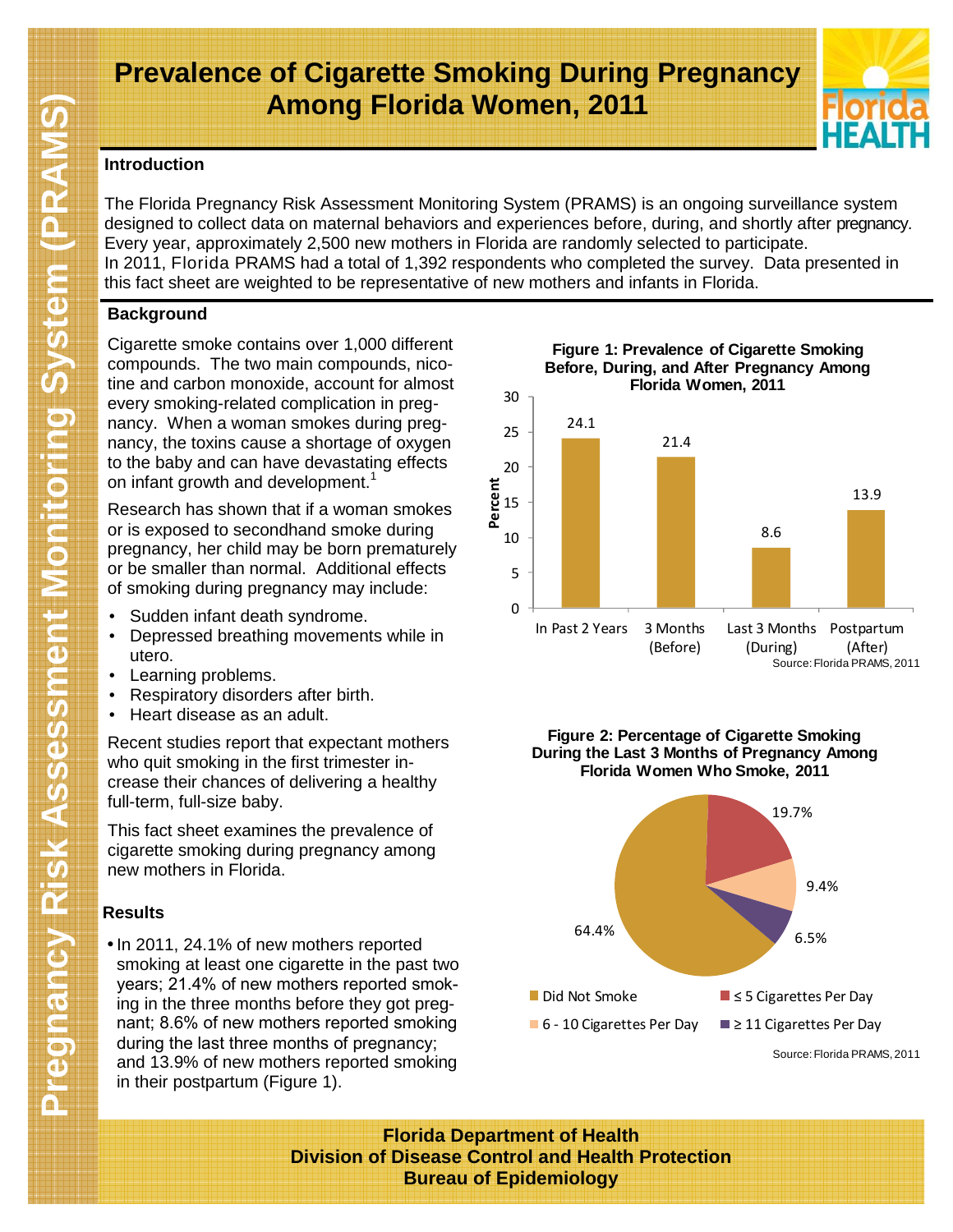# Prevalence of Cigarette Smoking During Pregnancy Among Florida Women, 2011

## Introduction

The Florida Pregnancy Risk Assessment Monitoring System (PRAMS) is an ongoing surveillance system designed to collect data on maternal behaviors and experiences before, during, and shortly after pregnancy. Every year, approximately 2,500 new mothers in Florida are randomly selected to participate. In 2011, Florida PRAMS had a total of 1,392 respondents who completed the survey. Data presented in this fact sheet are weighted to be representative of new mothers and infants in Florida.

## Background

Cigarette smoke contains over 1,000 different compounds. The two main compounds, nicotine and carbon monoxide, account for almost every smoking-related complication in pregnancy. When a woman smokes during pregnancy, the toxins cause a shortage of oxygen to the baby and can have devastating effects on infant growth and development.[1]

Research has shown that if a woman smokes or is exposed to secondhand smoke during pregnancy, her child may be born prematurely or be smaller than normal. Additional effects of smoking during pregnancy may include:

- Sudden infant death syndrome.
- Depressed breathing movements while in utero.
- Learning problems.
- Respiratory disorders after birth.
- Heart disease as an adult.

Recent studies report that expectant mothers who quit smoking in the first trimester increase their chances of delivering a healthy full-term, full-size baby.

This fact sheet examines the prevalence of cigarette smoking during pregnancy among new mothers in Florida.

## Results

- In 2011, 24.1% of new mothers reported smoking at least one cigarette in the past two years; 21.4% of new mothers reported smoking in the three months before they got pregnant; 8.6% of new mothers reported smoking during the last three months of pregnancy; and 13.9% of new mothers reported smoking in their postpartum (Figure 1).

**Figure 1: Prevalence of Cigarette Smoking Before, During, and After Pregnancy Among Florida Women, 2011**

| Period | Percent |
| --- | --- |
| In Past 2 Years | 24.1 |
| 3 Months (Before) | 21.4 |
| Last 3 Months (During) | 8.6 |
| Postpartum (After) | 13.9 |

Source: Florida PRAMS, 2011

**Figure 2: Percentage of Cigarette Smoking During the Last 3 Months of Pregnancy Among Florida Women Who Smoke, 2011**

| Category | Percent |
| --- | --- |
| Did Not Smoke | 64.4% |
| ≤ 5 Cigarettes Per Day | 19.7% |
| 6 - 10 Cigarettes Per Day | 9.4% |
| ≥ 11 Cigarettes Per Day | 6.5% |

Source: Florida PRAMS, 2011

Florida Department of Health
Division of Disease Control and Health Protection
Bureau of Epidemiology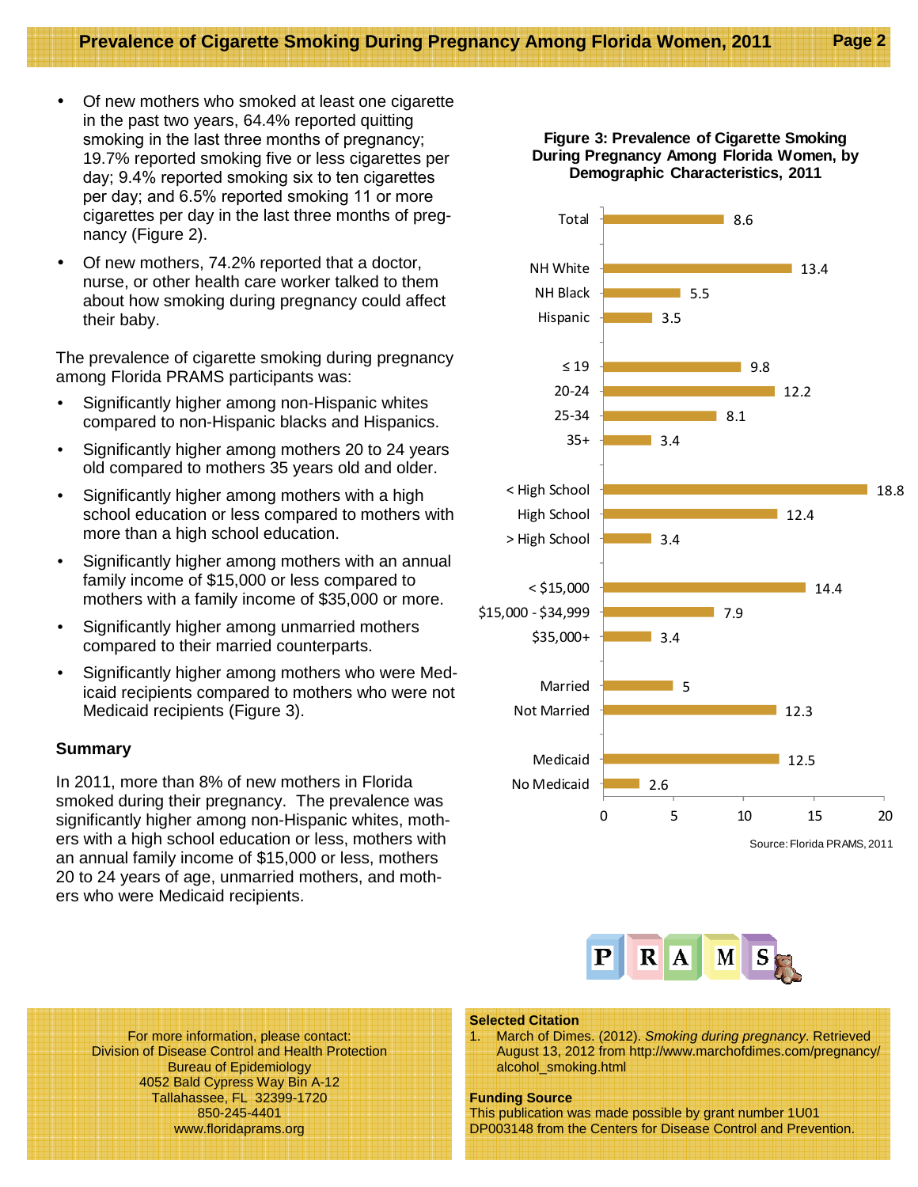- Of new mothers who smoked at least one cigarette in the past two years, 64.4% reported quitting smoking in the last three months of pregnancy; 19.7% reported smoking five or less cigarettes per day; 9.4% reported smoking six to ten cigarettes per day; and 6.5% reported smoking 11 or more cigarettes per day in the last three months of pregnancy (Figure 2).
- Of new mothers, 74.2% reported that a doctor, nurse, or other health care worker talked to them about how smoking during pregnancy could affect their baby.

The prevalence of cigarette smoking during pregnancy among Florida PRAMS participants was:

- Significantly higher among non-Hispanic whites compared to non-Hispanic blacks and Hispanics.
- Significantly higher among mothers 20 to 24 years old compared to mothers 35 years old and older.
- Significantly higher among mothers with a high school education or less compared to mothers with more than a high school education.
- Significantly higher among mothers with an annual family income of $15,000 or less compared to mothers with a family income of $35,000 or more.
- Significantly higher among unmarried mothers compared to their married counterparts.
- Significantly higher among mothers who were Medicaid recipients compared to mothers who were not Medicaid recipients (Figure 3).

## Summary

In 2011, more than 8% of new mothers in Florida smoked during their pregnancy. The prevalence was significantly higher among non-Hispanic whites, mothers with a high school education or less, mothers with an annual family income of $15,000 or less, mothers 20 to 24 years of age, unmarried mothers, and mothers who were Medicaid recipients.

**Figure 3: Prevalence of Cigarette Smoking During Pregnancy Among Florida Women, by Demographic Characteristics, 2011**

Total 8.6
NH White 13.4
NH Black 5.5
Hispanic 3.5
≤ 19 9.8
20-24 12.2
25-34 8.1
35+ 3.4
< High School 18.8
High School 12.4
> High School 3.4
< $15,000 14.4
$15,000 - $34,999 7.9
$35,000+ 3.4
Married 5
Not Married 12.3
Medicaid 12.5
No Medicaid 2.6

0 5 10 15 20

Source: Florida PRAMS, 2011

P R A M S

For more information, please contact:
Division of Disease Control and Health Protection
Bureau of Epidemiology
4052 Bald Cypress Way Bin A-12
Tallahassee, FL 32399-1720
850-245-4401
www.floridaprams.org

**Selected Citation**

1. March of Dimes. (2012). *Smoking during pregnancy*. Retrieved August 13, 2012 from http://www.marchofdimes.com/pregnancy/alcohol_smoking.html

**Funding Source**

This publication was made possible by grant number 1U01 DP003148 from the Centers for Disease Control and Prevention.